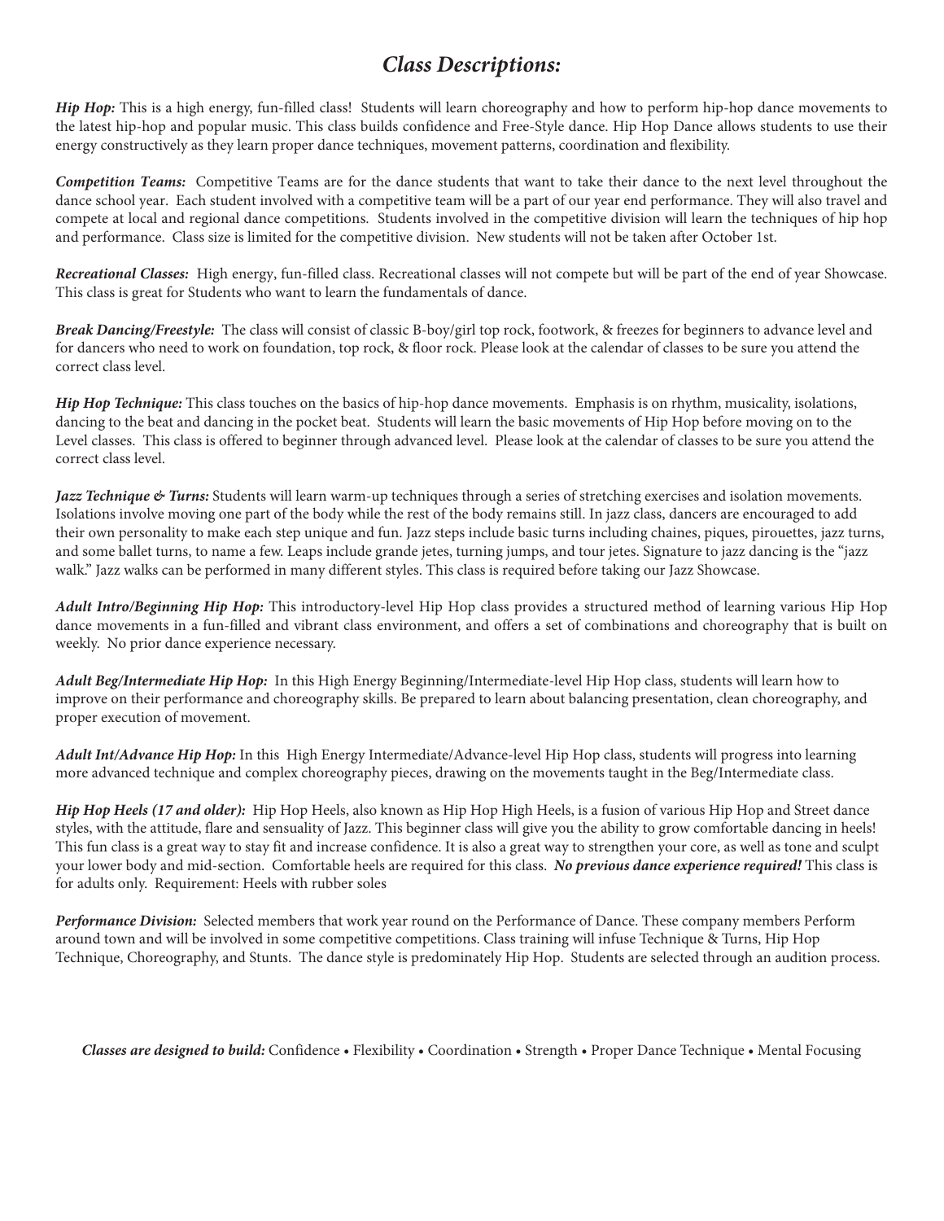## *Class Descriptions:*

***Hip Hop:*** This is a high energy, fun-filled class! Students will learn choreography and how to perform hip-hop dance movements to the latest hip-hop and popular music. This class builds confidence and Free-Style dance. Hip Hop Dance allows students to use their energy constructively as they learn proper dance techniques, movement patterns, coordination and flexibility.

***Competition Teams:*** Competitive Teams are for the dance students that want to take their dance to the next level throughout the dance school year. Each student involved with a competitive team will be a part of our year end performance. They will also travel and compete at local and regional dance competitions. Students involved in the competitive division will learn the techniques of hip hop and performance. Class size is limited for the competitive division. New students will not be taken after October 1st.

***Recreational Classes:*** High energy, fun-filled class. Recreational classes will not compete but will be part of the end of year Showcase. This class is great for Students who want to learn the fundamentals of dance.

***Break Dancing/Freestyle:*** The class will consist of classic B-boy/girl top rock, footwork, & freezes for beginners to advance level and for dancers who need to work on foundation, top rock, & floor rock. Please look at the calendar of classes to be sure you attend the correct class level.

***Hip Hop Technique:*** This class touches on the basics of hip-hop dance movements. Emphasis is on rhythm, musicality, isolations, dancing to the beat and dancing in the pocket beat. Students will learn the basic movements of Hip Hop before moving on to the Level classes. This class is offered to beginner through advanced level. Please look at the calendar of classes to be sure you attend the correct class level.

***Jazz Technique & Turns:*** Students will learn warm-up techniques through a series of stretching exercises and isolation movements. Isolations involve moving one part of the body while the rest of the body remains still. In jazz class, dancers are encouraged to add their own personality to make each step unique and fun. Jazz steps include basic turns including chaines, piques, pirouettes, jazz turns, and some ballet turns, to name a few. Leaps include grande jetes, turning jumps, and tour jetes. Signature to jazz dancing is the "jazz walk." Jazz walks can be performed in many different styles. This class is required before taking our Jazz Showcase.

***Adult Intro/Beginning Hip Hop:*** This introductory-level Hip Hop class provides a structured method of learning various Hip Hop dance movements in a fun-filled and vibrant class environment, and offers a set of combinations and choreography that is built on weekly. No prior dance experience necessary.

***Adult Beg/Intermediate Hip Hop:*** In this High Energy Beginning/Intermediate-level Hip Hop class, students will learn how to improve on their performance and choreography skills. Be prepared to learn about balancing presentation, clean choreography, and proper execution of movement.

***Adult Int/Advance Hip Hop:*** In this High Energy Intermediate/Advance-level Hip Hop class, students will progress into learning more advanced technique and complex choreography pieces, drawing on the movements taught in the Beg/Intermediate class.

***Hip Hop Heels (17 and older):*** Hip Hop Heels, also known as Hip Hop High Heels, is a fusion of various Hip Hop and Street dance styles, with the attitude, flare and sensuality of Jazz. This beginner class will give you the ability to grow comfortable dancing in heels! This fun class is a great way to stay fit and increase confidence. It is also a great way to strengthen your core, as well as tone and sculpt your lower body and mid-section. Comfortable heels are required for this class. ***No previous dance experience required!*** This class is for adults only. Requirement: Heels with rubber soles

***Performance Division:*** Selected members that work year round on the Performance of Dance. These company members Perform around town and will be involved in some competitive competitions. Class training will infuse Technique & Turns, Hip Hop Technique, Choreography, and Stunts. The dance style is predominately Hip Hop. Students are selected through an audition process.

***Classes are designed to build:*** Confidence • Flexibility • Coordination • Strength • Proper Dance Technique • Mental Focusing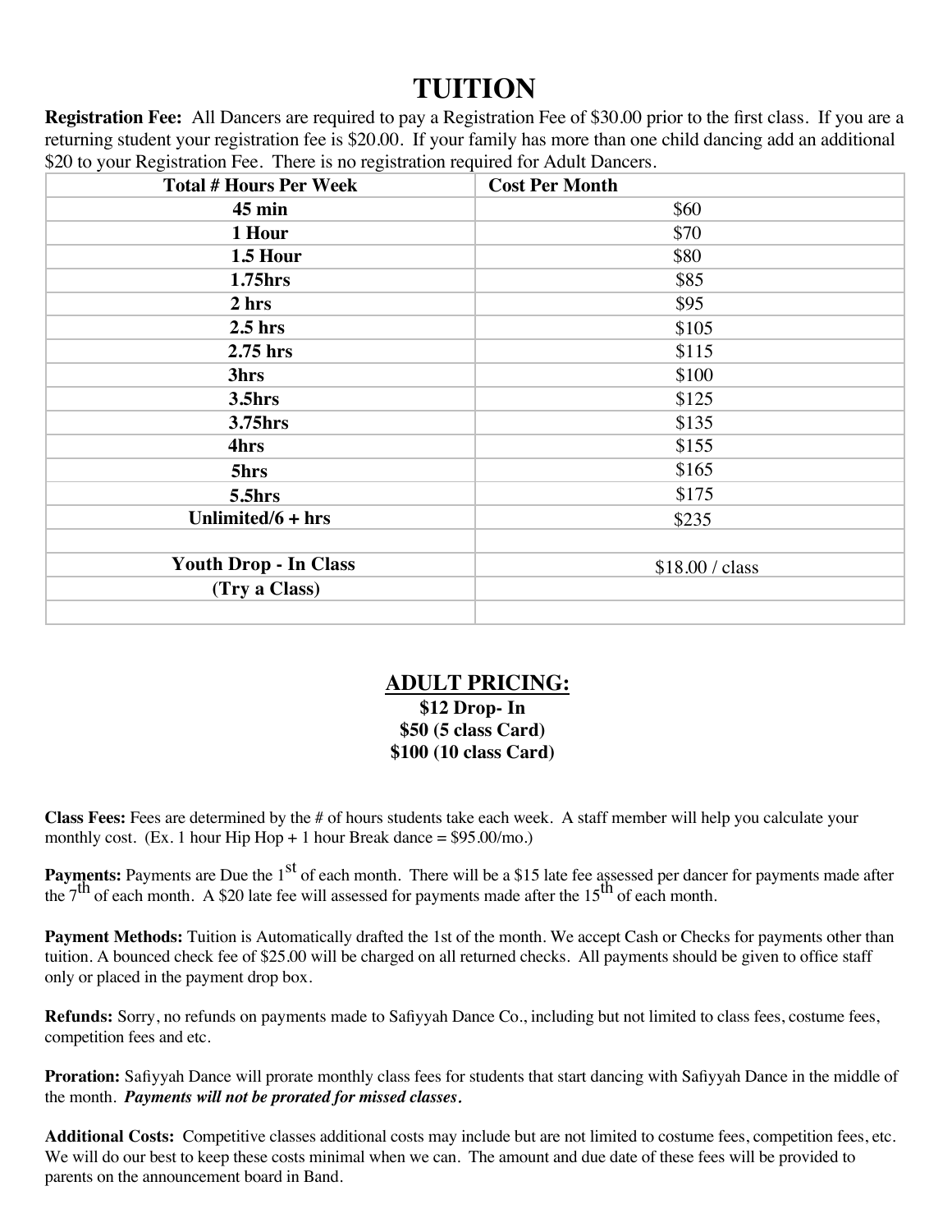# TUITION

**Registration Fee:** All Dancers are required to pay a Registration Fee of $30.00 prior to the first class. If you are a returning student your registration fee is $20.00. If your family has more than one child dancing add an additional $20 to your Registration Fee. There is no registration required for Adult Dancers.

| Total # Hours Per Week | Cost Per Month |
|---|---|
| 45 min | $60 |
| 1 Hour | $70 |
| 1.5 Hour | $80 |
| 1.75hrs | $85 |
| 2 hrs | $95 |
| 2.5 hrs | $105 |
| 2.75 hrs | $115 |
| 3hrs | $100 |
| 3.5hrs | $125 |
| 3.75hrs | $135 |
| 4hrs | $155 |
| 5hrs | $165 |
| 5.5hrs | $175 |
| Unlimited/6 + hrs | $235 |
| | |
| Youth Drop - In Class | $18.00 / class |
| (Try a Class) | |
| | |

## ADULT PRICING:

**$12 Drop- In**
**$50 (5 class Card)**
**$100 (10 class Card)**

**Class Fees:** Fees are determined by the # of hours students take each week. A staff member will help you calculate your monthly cost. (Ex. 1 hour Hip Hop + 1 hour Break dance = $95.00/mo.)

**Payments:** Payments are Due the 1st of each month. There will be a $15 late fee assessed per dancer for payments made after the 7th of each month. A $20 late fee will assessed for payments made after the 15th of each month.

**Payment Methods:** Tuition is Automatically drafted the 1st of the month. We accept Cash or Checks for payments other than tuition. A bounced check fee of $25.00 will be charged on all returned checks. All payments should be given to office staff only or placed in the payment drop box.

**Refunds:** Sorry, no refunds on payments made to Safiyyah Dance Co., including but not limited to class fees, costume fees, competition fees and etc.

**Proration:** Safiyyah Dance will prorate monthly class fees for students that start dancing with Safiyyah Dance in the middle of the month. ***Payments will not be prorated for missed classes.***

**Additional Costs:** Competitive classes additional costs may include but are not limited to costume fees, competition fees, etc. We will do our best to keep these costs minimal when we can. The amount and due date of these fees will be provided to parents on the announcement board in Band.